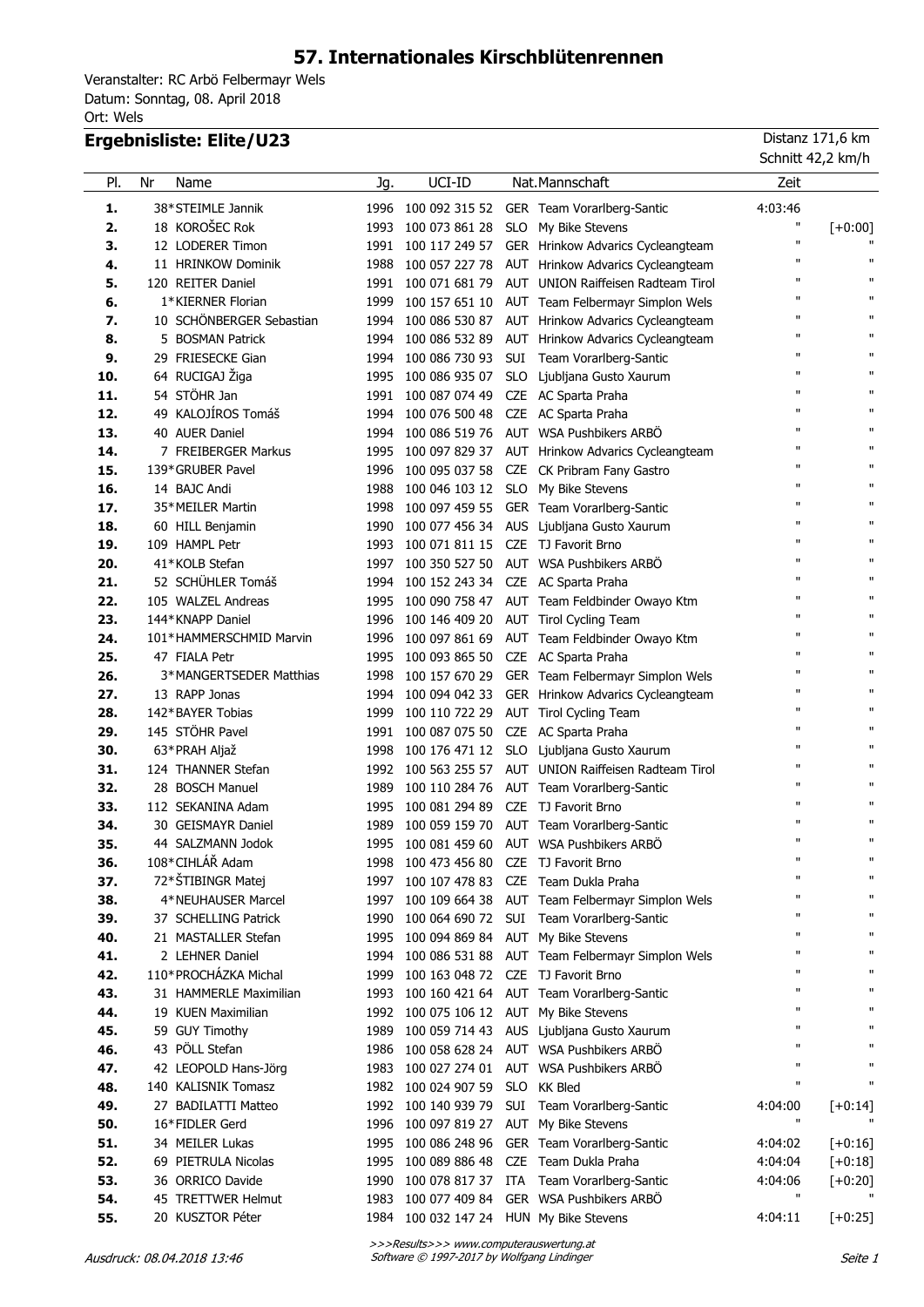# 57. Internationales Kirschblütenrennen

Veranstalter: RC Arbö Felbermayr Wels
Datum: Sonntag, 08. April 2018
Ort: Wels

## Ergebnisliste: Elite/U23

Distanz 171,6 km
Schnitt 42,2 km/h

| Pl. | Nr | Name | Jg. | UCI-ID | Nat. | Mannschaft | Zeit | |
|---|---|---|---|---|---|---|---|---|
| **1.** | 38* | STEIMLE Jannik | 1996 | 100 092 315 52 | GER | Team Vorarlberg-Santic | 4:03:46 | |
| **2.** | 18 | KOROŠEC Rok | 1993 | 100 073 861 28 | SLO | My Bike Stevens | " | [+0:00] |
| **3.** | 12 | LODERER Timon | 1991 | 100 117 249 57 | GER | Hrinkow Advarics Cycleangteam | " | " |
| **4.** | 11 | HRINKOW Dominik | 1988 | 100 057 227 78 | AUT | Hrinkow Advarics Cycleangteam | " | " |
| **5.** | 120 | REITER Daniel | 1991 | 100 071 681 79 | AUT | UNION Raiffeisen Radteam Tirol | " | " |
| **6.** | 1* | KIERNER Florian | 1999 | 100 157 651 10 | AUT | Team Felbermayr Simplon Wels | " | " |
| **7.** | 10 | SCHÖNBERGER Sebastian | 1994 | 100 086 530 87 | AUT | Hrinkow Advarics Cycleangteam | " | " |
| **8.** | 5 | BOSMAN Patrick | 1994 | 100 086 532 89 | AUT | Hrinkow Advarics Cycleangteam | " | " |
| **9.** | 29 | FRIESECKE Gian | 1994 | 100 086 730 93 | SUI | Team Vorarlberg-Santic | " | " |
| **10.** | 64 | RUCIGAJ Žiga | 1995 | 100 086 935 07 | SLO | Ljubljana Gusto Xaurum | " | " |
| **11.** | 54 | STÖHR Jan | 1991 | 100 087 074 49 | CZE | AC Sparta Praha | " | " |
| **12.** | 49 | KALOJÍROS Tomáš | 1994 | 100 076 500 48 | CZE | AC Sparta Praha | " | " |
| **13.** | 40 | AUER Daniel | 1994 | 100 086 519 76 | AUT | WSA Pushbikers ARBÖ | " | " |
| **14.** | 7 | FREIBERGER Markus | 1995 | 100 097 829 37 | AUT | Hrinkow Advarics Cycleangteam | " | " |
| **15.** | 139* | GRUBER Pavel | 1996 | 100 095 037 58 | CZE | CK Pribram Fany Gastro | " | " |
| **16.** | 14 | BAJC Andi | 1988 | 100 046 103 12 | SLO | My Bike Stevens | " | " |
| **17.** | 35* | MEILER Martin | 1998 | 100 097 459 55 | GER | Team Vorarlberg-Santic | " | " |
| **18.** | 60 | HILL Benjamin | 1990 | 100 077 456 34 | AUS | Ljubljana Gusto Xaurum | " | " |
| **19.** | 109 | HAMPL Petr | 1993 | 100 071 811 15 | CZE | TJ Favorit Brno | " | " |
| **20.** | 41* | KOLB Stefan | 1997 | 100 350 527 50 | AUT | WSA Pushbikers ARBÖ | " | " |
| **21.** | 52 | SCHÜHLER Tomáš | 1994 | 100 152 243 34 | CZE | AC Sparta Praha | " | " |
| **22.** | 105 | WALZEL Andreas | 1995 | 100 090 758 47 | AUT | Team Feldbinder Owayo Ktm | " | " |
| **23.** | 144* | KNAPP Daniel | 1996 | 100 146 409 20 | AUT | Tirol Cycling Team | " | " |
| **24.** | 101* | HAMMERSCHMID Marvin | 1996 | 100 097 861 69 | AUT | Team Feldbinder Owayo Ktm | " | " |
| **25.** | 47 | FIALA Petr | 1995 | 100 093 865 50 | CZE | AC Sparta Praha | " | " |
| **26.** | 3* | MANGERTSEDER Matthias | 1998 | 100 157 670 29 | GER | Team Felbermayr Simplon Wels | " | " |
| **27.** | 13 | RAPP Jonas | 1994 | 100 094 042 33 | GER | Hrinkow Advarics Cycleangteam | " | " |
| **28.** | 142* | BAYER Tobias | 1999 | 100 110 722 29 | AUT | Tirol Cycling Team | " | " |
| **29.** | 145 | STÖHR Pavel | 1991 | 100 087 075 50 | CZE | AC Sparta Praha | " | " |
| **30.** | 63* | PRAH Aljaž | 1998 | 100 176 471 12 | SLO | Ljubljana Gusto Xaurum | " | " |
| **31.** | 124 | THANNER Stefan | 1992 | 100 563 255 57 | AUT | UNION Raiffeisen Radteam Tirol | " | " |
| **32.** | 28 | BOSCH Manuel | 1989 | 100 110 284 76 | AUT | Team Vorarlberg-Santic | " | " |
| **33.** | 112 | SEKANINA Adam | 1995 | 100 081 294 89 | CZE | TJ Favorit Brno | " | " |
| **34.** | 30 | GEISMAYR Daniel | 1989 | 100 059 159 70 | AUT | Team Vorarlberg-Santic | " | " |
| **35.** | 44 | SALZMANN Jodok | 1995 | 100 081 459 60 | AUT | WSA Pushbikers ARBÖ | " | " |
| **36.** | 108* | CIHLÁŘ Adam | 1998 | 100 473 456 80 | CZE | TJ Favorit Brno | " | " |
| **37.** | 72* | ŠTIBINGR Matej | 1997 | 100 107 478 83 | CZE | Team Dukla Praha | " | " |
| **38.** | 4* | NEUHAUSER Marcel | 1997 | 100 109 664 38 | AUT | Team Felbermayr Simplon Wels | " | " |
| **39.** | 37 | SCHELLING Patrick | 1990 | 100 064 690 72 | SUI | Team Vorarlberg-Santic | " | " |
| **40.** | 21 | MASTALLER Stefan | 1995 | 100 094 869 84 | AUT | My Bike Stevens | " | " |
| **41.** | 2 | LEHNER Daniel | 1994 | 100 086 531 88 | AUT | Team Felbermayr Simplon Wels | " | " |
| **42.** | 110* | PROCHÁZKA Michal | 1999 | 100 163 048 72 | CZE | TJ Favorit Brno | " | " |
| **43.** | 31 | HAMMERLE Maximilian | 1993 | 100 160 421 64 | AUT | Team Vorarlberg-Santic | " | " |
| **44.** | 19 | KUEN Maximilian | 1992 | 100 075 106 12 | AUT | My Bike Stevens | " | " |
| **45.** | 59 | GUY Timothy | 1989 | 100 059 714 43 | AUS | Ljubljana Gusto Xaurum | " | " |
| **46.** | 43 | PÖLL Stefan | 1986 | 100 058 628 24 | AUT | WSA Pushbikers ARBÖ | " | " |
| **47.** | 42 | LEOPOLD Hans-Jörg | 1983 | 100 027 274 01 | AUT | WSA Pushbikers ARBÖ | " | " |
| **48.** | 140 | KALISNIK Tomasz | 1982 | 100 024 907 59 | SLO | KK Bled | " | " |
| **49.** | 27 | BADILATTI Matteo | 1992 | 100 140 939 79 | SUI | Team Vorarlberg-Santic | 4:04:00 | [+0:14] |
| **50.** | 16* | FIDLER Gerd | 1996 | 100 097 819 27 | AUT | My Bike Stevens | " | " |
| **51.** | 34 | MEILER Lukas | 1995 | 100 086 248 96 | GER | Team Vorarlberg-Santic | 4:04:02 | [+0:16] |
| **52.** | 69 | PIETRULA Nicolas | 1995 | 100 089 886 48 | CZE | Team Dukla Praha | 4:04:04 | [+0:18] |
| **53.** | 36 | ORRICO Davide | 1990 | 100 078 817 37 | ITA | Team Vorarlberg-Santic | 4:04:06 | [+0:20] |
| **54.** | 45 | TRETTWER Helmut | 1983 | 100 077 409 84 | GER | WSA Pushbikers ARBÖ | " | " |
| **55.** | 20 | KUSZTOR Péter | 1984 | 100 032 147 24 | HUN | My Bike Stevens | 4:04:11 | [+0:25] |

*Ausdruck: 08.04.2018 13:46*

>>>Results>>> www.computerauswertung.at
Software © 1997-2017 by Wolfgang Lindinger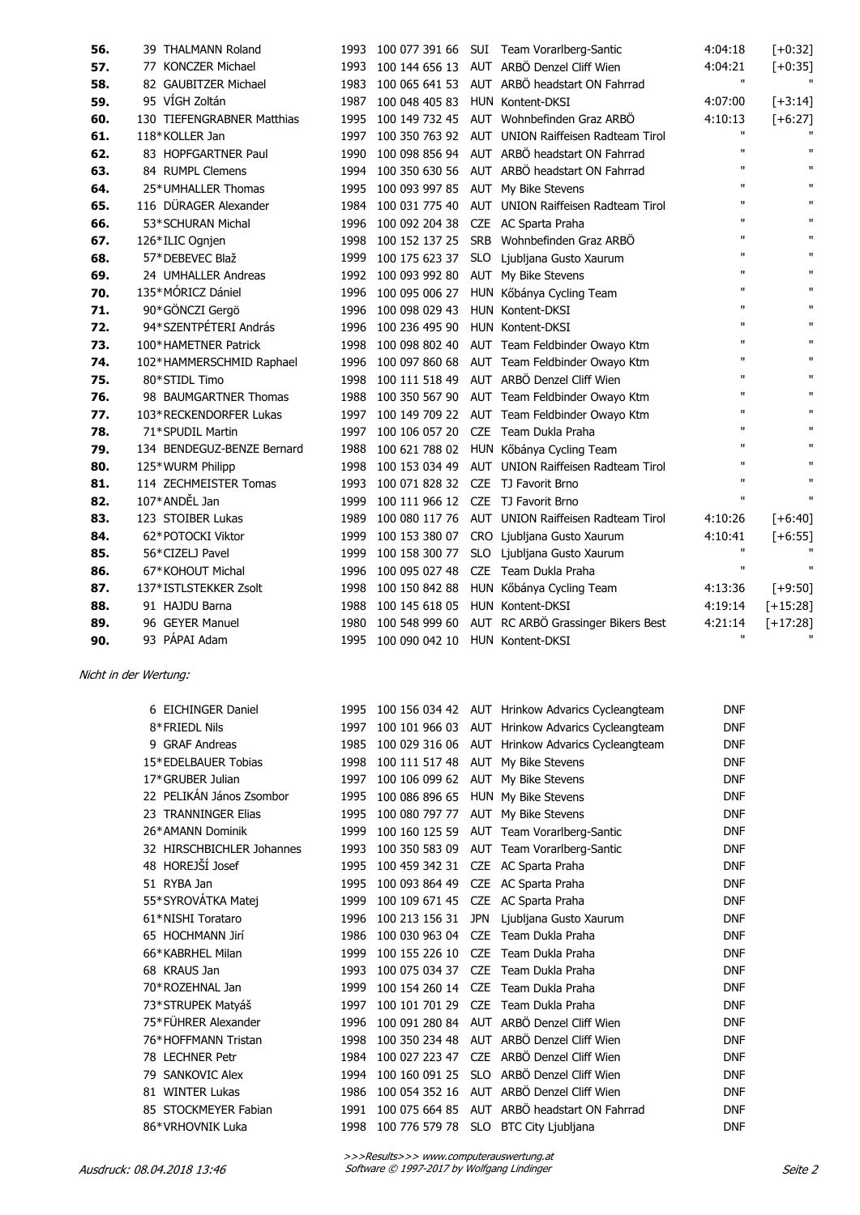| Rank | No. | Name | Year | UCI ID | Nat | Team | Time | Gap |
|---|---|---|---|---|---|---|---|---|
| 56. | 39 | THALMANN Roland | 1993 | 100 077 391 66 | SUI | Team Vorarlberg-Santic | 4:04:18 | [+0:32] |
| 57. | 77 | KONCZER Michael | 1993 | 100 144 656 13 | AUT | ARBÖ Denzel Cliff Wien | 4:04:21 | [+0:35] |
| 58. | 82 | GAUBITZER Michael | 1983 | 100 065 641 53 | AUT | ARBÖ headstart ON Fahrrad | " | " |
| 59. | 95 | VÍGH Zoltán | 1987 | 100 048 405 83 | HUN | Kontent-DKSI | 4:07:00 | [+3:14] |
| 60. | 130 | TIEFENGRABNER Matthias | 1995 | 100 149 732 45 | AUT | Wohnbefinden Graz ARBÖ | 4:10:13 | [+6:27] |
| 61. | 118* | KOLLER Jan | 1997 | 100 350 763 92 | AUT | UNION Raiffeisen Radteam Tirol | " | " |
| 62. | 83 | HOPFGARTNER Paul | 1990 | 100 098 856 94 | AUT | ARBÖ headstart ON Fahrrad | " | " |
| 63. | 84 | RUMPL Clemens | 1994 | 100 350 630 56 | AUT | ARBÖ headstart ON Fahrrad | " | " |
| 64. | 25* | UMHALLER Thomas | 1995 | 100 093 997 85 | AUT | My Bike Stevens | " | " |
| 65. | 116 | DÜRAGER Alexander | 1984 | 100 031 775 40 | AUT | UNION Raiffeisen Radteam Tirol | " | " |
| 66. | 53* | SCHURAN Michal | 1996 | 100 092 204 38 | CZE | AC Sparta Praha | " | " |
| 67. | 126* | ILIC Ognjen | 1998 | 100 152 137 25 | SRB | Wohnbefinden Graz ARBÖ | " | " |
| 68. | 57* | DEBEVEC Blaž | 1999 | 100 175 623 37 | SLO | Ljubljana Gusto Xaurum | " | " |
| 69. | 24 | UMHALLER Andreas | 1992 | 100 093 992 80 | AUT | My Bike Stevens | " | " |
| 70. | 135* | MÓRICZ Dániel | 1996 | 100 095 006 27 | HUN | Kőbánya Cycling Team | " | " |
| 71. | 90* | GÖNCZI Gergö | 1996 | 100 098 029 43 | HUN | Kontent-DKSI | " | " |
| 72. | 94* | SZENTPÉTERI András | 1996 | 100 236 495 90 | HUN | Kontent-DKSI | " | " |
| 73. | 100* | HAMETNER Patrick | 1998 | 100 098 802 40 | AUT | Team Feldbinder Owayo Ktm | " | " |
| 74. | 102* | HAMMERSCHMID Raphael | 1996 | 100 097 860 68 | AUT | Team Feldbinder Owayo Ktm | " | " |
| 75. | 80* | STIDL Timo | 1998 | 100 111 518 49 | AUT | ARBÖ Denzel Cliff Wien | " | " |
| 76. | 98 | BAUMGARTNER Thomas | 1988 | 100 350 567 90 | AUT | Team Feldbinder Owayo Ktm | " | " |
| 77. | 103* | RECKENDORFER Lukas | 1997 | 100 149 709 22 | AUT | Team Feldbinder Owayo Ktm | " | " |
| 78. | 71* | SPUDIL Martin | 1997 | 100 106 057 20 | CZE | Team Dukla Praha | " | " |
| 79. | 134 | BENDEGUZ-BENZE Bernard | 1988 | 100 621 788 02 | HUN | Kőbánya Cycling Team | " | " |
| 80. | 125* | WURM Philipp | 1998 | 100 153 034 49 | AUT | UNION Raiffeisen Radteam Tirol | " | " |
| 81. | 114 | ZECHMEISTER Tomas | 1993 | 100 071 828 32 | CZE | TJ Favorit Brno | " | " |
| 82. | 107* | ANDĚL Jan | 1999 | 100 111 966 12 | CZE | TJ Favorit Brno | " | " |
| 83. | 123 | STOIBER Lukas | 1989 | 100 080 117 76 | AUT | UNION Raiffeisen Radteam Tirol | 4:10:26 | [+6:40] |
| 84. | 62* | POTOCKI Viktor | 1999 | 100 153 380 07 | CRO | Ljubljana Gusto Xaurum | 4:10:41 | [+6:55] |
| 85. | 56* | CIZELJ Pavel | 1999 | 100 158 300 77 | SLO | Ljubljana Gusto Xaurum | " | " |
| 86. | 67* | KOHOUT Michal | 1996 | 100 095 027 48 | CZE | Team Dukla Praha | " | " |
| 87. | 137* | ISTLSTEKKER Zsolt | 1998 | 100 150 842 88 | HUN | Kőbánya Cycling Team | 4:13:36 | [+9:50] |
| 88. | 91 | HAJDU Barna | 1988 | 100 145 618 05 | HUN | Kontent-DKSI | 4:19:14 | [+15:28] |
| 89. | 96 | GEYER Manuel | 1980 | 100 548 999 60 | AUT | RC ARBÖ Grassinger Bikers Best | 4:21:14 | [+17:28] |
| 90. | 93 | PÁPAI Adam | 1995 | 100 090 042 10 | HUN | Kontent-DKSI | " | " |

*Nicht in der Wertung:*

| No. | Name | Year | UCI ID | Nat | Team | Status |
|---|---|---|---|---|---|---|
| 6 | EICHINGER Daniel | 1995 | 100 156 034 42 | AUT | Hrinkow Advarics Cycleangteam | DNF |
| 8* | FRIEDL Nils | 1997 | 100 101 966 03 | AUT | Hrinkow Advarics Cycleangteam | DNF |
| 9 | GRAF Andreas | 1985 | 100 029 316 06 | AUT | Hrinkow Advarics Cycleangteam | DNF |
| 15* | EDELBAUER Tobias | 1998 | 100 111 517 48 | AUT | My Bike Stevens | DNF |
| 17* | GRUBER Julian | 1997 | 100 106 099 62 | AUT | My Bike Stevens | DNF |
| 22 | PELIKÁN János Zsombor | 1995 | 100 086 896 65 | HUN | My Bike Stevens | DNF |
| 23 | TRANNINGER Elias | 1995 | 100 080 797 77 | AUT | My Bike Stevens | DNF |
| 26* | AMANN Dominik | 1999 | 100 160 125 59 | AUT | Team Vorarlberg-Santic | DNF |
| 32 | HIRSCHBICHLER Johannes | 1993 | 100 350 583 09 | AUT | Team Vorarlberg-Santic | DNF |
| 48 | HOREJŠÍ Josef | 1995 | 100 459 342 31 | CZE | AC Sparta Praha | DNF |
| 51 | RYBA Jan | 1995 | 100 093 864 49 | CZE | AC Sparta Praha | DNF |
| 55* | SYROVÁTKA Matej | 1999 | 100 109 671 45 | CZE | AC Sparta Praha | DNF |
| 61* | NISHI Torataro | 1996 | 100 213 156 31 | JPN | Ljubljana Gusto Xaurum | DNF |
| 65 | HOCHMANN Jirí | 1986 | 100 030 963 04 | CZE | Team Dukla Praha | DNF |
| 66* | KABRHEL Milan | 1999 | 100 155 226 10 | CZE | Team Dukla Praha | DNF |
| 68 | KRAUS Jan | 1993 | 100 075 034 37 | CZE | Team Dukla Praha | DNF |
| 70* | ROZEHNAL Jan | 1999 | 100 154 260 14 | CZE | Team Dukla Praha | DNF |
| 73* | STRUPEK Matyáš | 1997 | 100 101 701 29 | CZE | Team Dukla Praha | DNF |
| 75* | FÜHRER Alexander | 1996 | 100 091 280 84 | AUT | ARBÖ Denzel Cliff Wien | DNF |
| 76* | HOFFMANN Tristan | 1998 | 100 350 234 48 | AUT | ARBÖ Denzel Cliff Wien | DNF |
| 78 | LECHNER Petr | 1984 | 100 027 223 47 | CZE | ARBÖ Denzel Cliff Wien | DNF |
| 79 | SANKOVIC Alex | 1994 | 100 160 091 25 | SLO | ARBÖ Denzel Cliff Wien | DNF |
| 81 | WINTER Lukas | 1986 | 100 054 352 16 | AUT | ARBÖ Denzel Cliff Wien | DNF |
| 85 | STOCKMEYER Fabian | 1991 | 100 075 664 85 | AUT | ARBÖ headstart ON Fahrrad | DNF |
| 86* | VRHOVNIK Luka | 1998 | 100 776 579 78 | SLO | BTC City Ljubljana | DNF |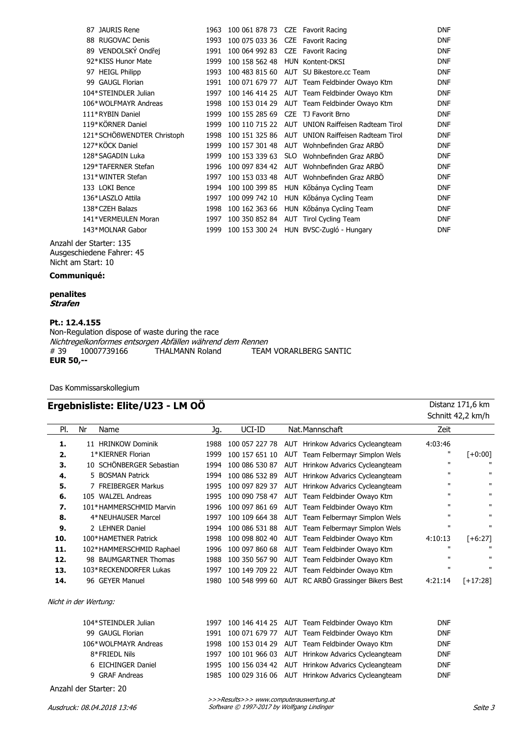| Nr | Name | Jg. | UCI-ID | Nat. | Mannschaft | Zeit |
|---|---|---|---|---|---|---|
| 87 | JAURIS Rene | 1963 | 100 061 878 73 | CZE | Favorit Racing | DNF |
| 88 | RUGOVAC Denis | 1993 | 100 075 033 36 | CZE | Favorit Racing | DNF |
| 89 | VENDOLSKÝ Ondřej | 1991 | 100 064 992 83 | CZE | Favorit Racing | DNF |
| 92* | KISS Hunor Mate | 1999 | 100 158 562 48 | HUN | Kontent-DKSI | DNF |
| 97 | HEIGL Philipp | 1993 | 100 483 815 60 | AUT | SU Bikestore.cc Team | DNF |
| 99 | GAUGL Florian | 1991 | 100 071 679 77 | AUT | Team Feldbinder Owayo Ktm | DNF |
| 104* | STEINDLER Julian | 1997 | 100 146 414 25 | AUT | Team Feldbinder Owayo Ktm | DNF |
| 106* | WOLFMAYR Andreas | 1998 | 100 153 014 29 | AUT | Team Feldbinder Owayo Ktm | DNF |
| 111* | RYBIN Daniel | 1999 | 100 155 285 69 | CZE | TJ Favorit Brno | DNF |
| 119* | KÖRNER Daniel | 1999 | 100 110 715 22 | AUT | UNION Raiffeisen Radteam Tirol | DNF |
| 121* | SCHÖßWENDTER Christoph | 1998 | 100 151 325 86 | AUT | UNION Raiffeisen Radteam Tirol | DNF |
| 127* | KÖCK Daniel | 1999 | 100 157 301 48 | AUT | Wohnbefinden Graz ARBÖ | DNF |
| 128* | SAGADIN Luka | 1999 | 100 153 339 63 | SLO | Wohnbefinden Graz ARBÖ | DNF |
| 129* | TAFERNER Stefan | 1996 | 100 097 834 42 | AUT | Wohnbefinden Graz ARBÖ | DNF |
| 131* | WINTER Stefan | 1997 | 100 153 033 48 | AUT | Wohnbefinden Graz ARBÖ | DNF |
| 133 | LOKI Bence | 1994 | 100 100 399 85 | HUN | Kőbánya Cycling Team | DNF |
| 136* | LASZLO Attila | 1997 | 100 099 742 10 | HUN | Kőbánya Cycling Team | DNF |
| 138* | CZEH Balazs | 1998 | 100 162 363 66 | HUN | Kőbánya Cycling Team | DNF |
| 141* | VERMEULEN Moran | 1997 | 100 350 852 84 | AUT | Tirol Cycling Team | DNF |
| 143* | MOLNAR Gabor | 1999 | 100 153 300 24 | HUN | BVSC-Zugló - Hungary | DNF |

Anzahl der Starter: 135
Ausgeschiedene Fahrer: 45
Nicht am Start: 10

**Communiqué:**

**penalites**
***Strafen***

**Pt.: 12.4.155**
Non-Regulation dispose of waste during the race
*Nichtregelkonformes entsorgen Abfällen während dem Rennen*
# 39 10007739166 THALMANN Roland TEAM VORARLBERG SANTIC
**EUR 50,--**

Das Kommissarskollegium

## Ergebnisliste: Elite/U23 - LM OÖ

Distanz 171,6 km
Schnitt 42,2 km/h

| Pl. | Nr | Name | Jg. | UCI-ID | Nat. | Mannschaft | Zeit | |
|---|---|---|---|---|---|---|---|---|
| 1. | 11 | HRINKOW Dominik | 1988 | 100 057 227 78 | AUT | Hrinkow Advarics Cycleangteam | 4:03:46 | |
| 2. | 1* | KIERNER Florian | 1999 | 100 157 651 10 | AUT | Team Felbermayr Simplon Wels | " | [+0:00] |
| 3. | 10 | SCHÖNBERGER Sebastian | 1994 | 100 086 530 87 | AUT | Hrinkow Advarics Cycleangteam | " | " |
| 4. | 5 | BOSMAN Patrick | 1994 | 100 086 532 89 | AUT | Hrinkow Advarics Cycleangteam | " | " |
| 5. | 7 | FREIBERGER Markus | 1995 | 100 097 829 37 | AUT | Hrinkow Advarics Cycleangteam | " | " |
| 6. | 105 | WALZEL Andreas | 1995 | 100 090 758 47 | AUT | Team Feldbinder Owayo Ktm | " | " |
| 7. | 101* | HAMMERSCHMID Marvin | 1996 | 100 097 861 69 | AUT | Team Feldbinder Owayo Ktm | " | " |
| 8. | 4* | NEUHAUSER Marcel | 1997 | 100 109 664 38 | AUT | Team Felbermayr Simplon Wels | " | " |
| 9. | 2 | LEHNER Daniel | 1994 | 100 086 531 88 | AUT | Team Felbermayr Simplon Wels | " | " |
| 10. | 100* | HAMETNER Patrick | 1998 | 100 098 802 40 | AUT | Team Feldbinder Owayo Ktm | 4:10:13 | [+6:27] |
| 11. | 102* | HAMMERSCHMID Raphael | 1996 | 100 097 860 68 | AUT | Team Feldbinder Owayo Ktm | " | " |
| 12. | 98 | BAUMGARTNER Thomas | 1988 | 100 350 567 90 | AUT | Team Feldbinder Owayo Ktm | " | " |
| 13. | 103* | RECKENDORFER Lukas | 1997 | 100 149 709 22 | AUT | Team Feldbinder Owayo Ktm | " | " |
| 14. | 96 | GEYER Manuel | 1980 | 100 548 999 60 | AUT | RC ARBÖ Grassinger Bikers Best | 4:21:14 | [+17:28] |

*Nicht in der Wertung:*

| Nr | Name | Jg. | UCI-ID | Nat. | Mannschaft | Zeit |
|---|---|---|---|---|---|---|
| 104* | STEINDLER Julian | 1997 | 100 146 414 25 | AUT | Team Feldbinder Owayo Ktm | DNF |
| 99 | GAUGL Florian | 1991 | 100 071 679 77 | AUT | Team Feldbinder Owayo Ktm | DNF |
| 106* | WOLFMAYR Andreas | 1998 | 100 153 014 29 | AUT | Team Feldbinder Owayo Ktm | DNF |
| 8* | FRIEDL Nils | 1997 | 100 101 966 03 | AUT | Hrinkow Advarics Cycleangteam | DNF |
| 6 | EICHINGER Daniel | 1995 | 100 156 034 42 | AUT | Hrinkow Advarics Cycleangteam | DNF |
| 9 | GRAF Andreas | 1985 | 100 029 316 06 | AUT | Hrinkow Advarics Cycleangteam | DNF |

Anzahl der Starter: 20

Ausdruck: 08.04.2018 13:46

>>>Results>>> www.computerauswertung.at
Software © 1997-2017 by Wolfgang Lindinger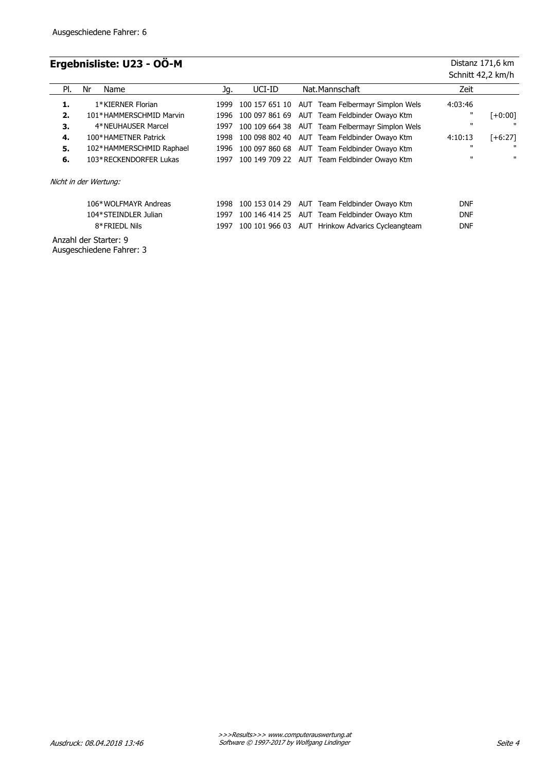Ausgeschiedene Fahrer: 6

## Ergebnisliste: U23 - OÖ-M

Distanz 171,6 km
Schnitt 42,2 km/h

| Pl. | Nr | Name | Jg. | UCI-ID | Nat. | Mannschaft | Zeit | |
|---|---|---|---|---|---|---|---|---|
| **1.** | 1 | *KIERNER Florian | 1999 | 100 157 651 10 | AUT | Team Felbermayr Simplon Wels | 4:03:46 | |
| **2.** | 101 | *HAMMERSCHMID Marvin | 1996 | 100 097 861 69 | AUT | Team Feldbinder Owayo Ktm | " | [+0:00] |
| **3.** | 4 | *NEUHAUSER Marcel | 1997 | 100 109 664 38 | AUT | Team Felbermayr Simplon Wels | " | " |
| **4.** | 100 | *HAMETNER Patrick | 1998 | 100 098 802 40 | AUT | Team Feldbinder Owayo Ktm | 4:10:13 | [+6:27] |
| **5.** | 102 | *HAMMERSCHMID Raphael | 1996 | 100 097 860 68 | AUT | Team Feldbinder Owayo Ktm | " | " |
| **6.** | 103 | *RECKENDORFER Lukas | 1997 | 100 149 709 22 | AUT | Team Feldbinder Owayo Ktm | " | " |

*Nicht in der Wertung:*

| Pl. | Nr | Name | Jg. | UCI-ID | Nat. | Mannschaft | Zeit |
|---|---|---|---|---|---|---|---|
| | 106 | *WOLFMAYR Andreas | 1998 | 100 153 014 29 | AUT | Team Feldbinder Owayo Ktm | DNF |
| | 104 | *STEINDLER Julian | 1997 | 100 146 414 25 | AUT | Team Feldbinder Owayo Ktm | DNF |
| | 8 | *FRIEDL Nils | 1997 | 100 101 966 03 | AUT | Hrinkow Advarics Cycleangteam | DNF |

Anzahl der Starter: 9
Ausgeschiedene Fahrer: 3

Ausdruck: 08.04.2018 13:46

>>>Results>>> www.computerauswertung.at
Software © 1997-2017 by Wolfgang Lindinger